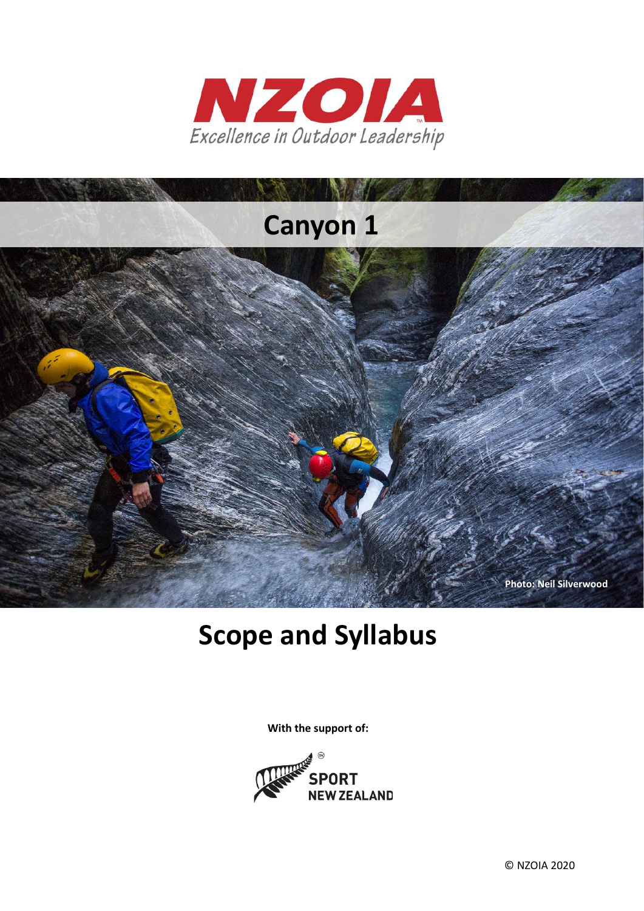NZOIA

Excellence in Outdoor Leadership

# Canyon 1

Photo: Neil Silverwood

# Scope and Syllabus

**With the support of:**

SPORT NEW ZEALAND

© NZOIA 2020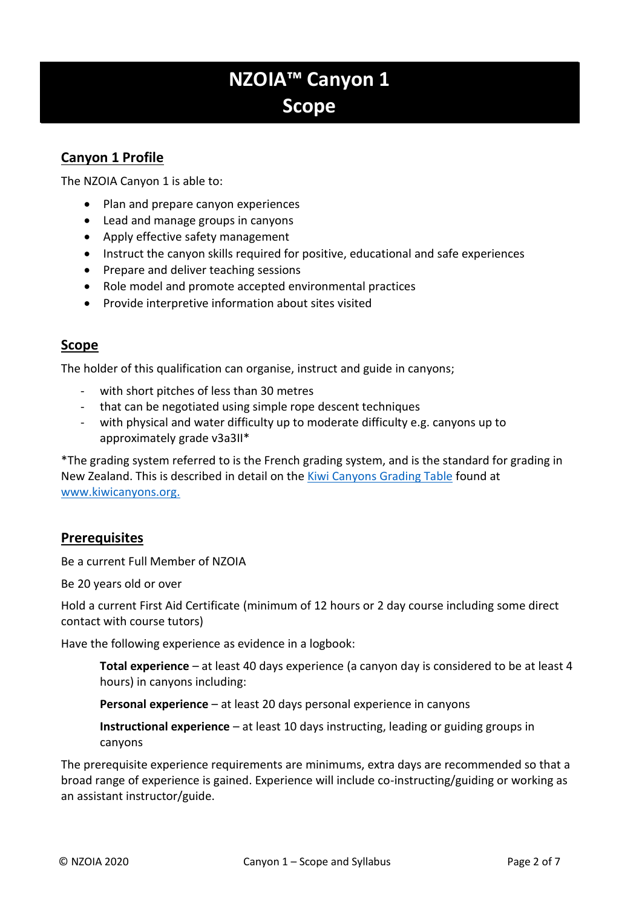# NZOIA™ Canyon 1
# Scope

## Canyon 1 Profile

The NZOIA Canyon 1 is able to:

- Plan and prepare canyon experiences
- Lead and manage groups in canyons
- Apply effective safety management
- Instruct the canyon skills required for positive, educational and safe experiences
- Prepare and deliver teaching sessions
- Role model and promote accepted environmental practices
- Provide interpretive information about sites visited

## Scope

The holder of this qualification can organise, instruct and guide in canyons;

- with short pitches of less than 30 metres
- that can be negotiated using simple rope descent techniques
- with physical and water difficulty up to moderate difficulty e.g. canyons up to approximately grade v3a3II*

*The grading system referred to is the French grading system, and is the standard for grading in New Zealand. This is described in detail on the [Kiwi Canyons Grading Table](www.kiwicanyons.org) found at [www.kiwicanyons.org.](www.kiwicanyons.org)

## Prerequisites

Be a current Full Member of NZOIA

Be 20 years old or over

Hold a current First Aid Certificate (minimum of 12 hours or 2 day course including some direct contact with course tutors)

Have the following experience as evidence in a logbook:

> **Total experience** – at least 40 days experience (a canyon day is considered to be at least 4 hours) in canyons including:
>
> **Personal experience** – at least 20 days personal experience in canyons
>
> **Instructional experience** – at least 10 days instructing, leading or guiding groups in canyons

The prerequisite experience requirements are minimums, extra days are recommended so that a broad range of experience is gained. Experience will include co-instructing/guiding or working as an assistant instructor/guide.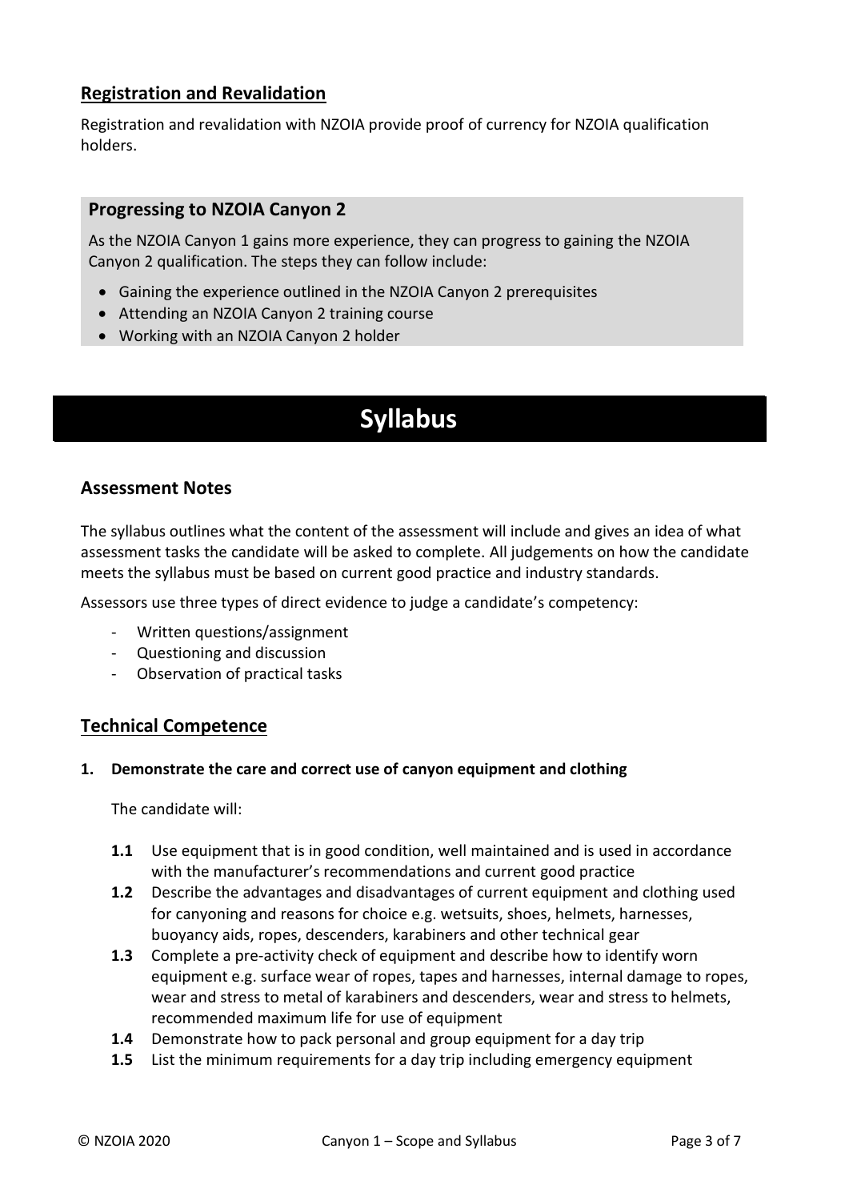## Registration and Revalidation

Registration and revalidation with NZOIA provide proof of currency for NZOIA qualification holders.

### Progressing to NZOIA Canyon 2

As the NZOIA Canyon 1 gains more experience, they can progress to gaining the NZOIA Canyon 2 qualification. The steps they can follow include:

- Gaining the experience outlined in the NZOIA Canyon 2 prerequisites
- Attending an NZOIA Canyon 2 training course
- Working with an NZOIA Canyon 2 holder

# Syllabus

### Assessment Notes

The syllabus outlines what the content of the assessment will include and gives an idea of what assessment tasks the candidate will be asked to complete. All judgements on how the candidate meets the syllabus must be based on current good practice and industry standards.

Assessors use three types of direct evidence to judge a candidate's competency:

- Written questions/assignment
- Questioning and discussion
- Observation of practical tasks

## Technical Competence

**1. Demonstrate the care and correct use of canyon equipment and clothing**

The candidate will:

- **1.1** Use equipment that is in good condition, well maintained and is used in accordance with the manufacturer's recommendations and current good practice
- **1.2** Describe the advantages and disadvantages of current equipment and clothing used for canyoning and reasons for choice e.g. wetsuits, shoes, helmets, harnesses, buoyancy aids, ropes, descenders, karabiners and other technical gear
- **1.3** Complete a pre-activity check of equipment and describe how to identify worn equipment e.g. surface wear of ropes, tapes and harnesses, internal damage to ropes, wear and stress to metal of karabiners and descenders, wear and stress to helmets, recommended maximum life for use of equipment
- **1.4** Demonstrate how to pack personal and group equipment for a day trip
- **1.5** List the minimum requirements for a day trip including emergency equipment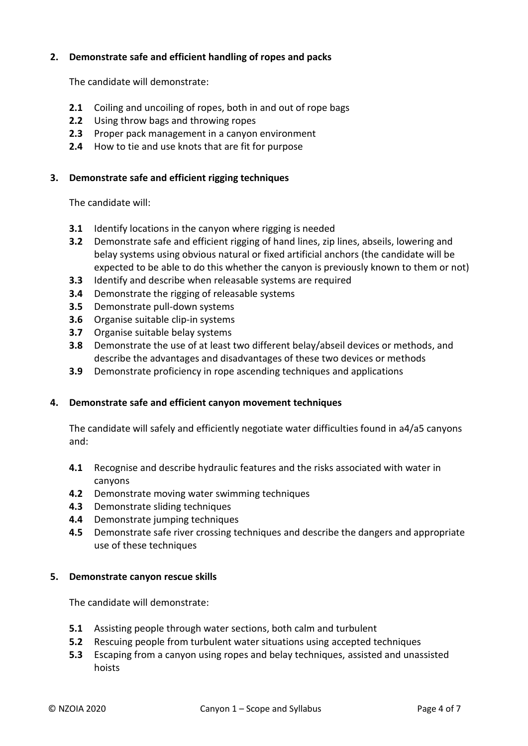## 2. Demonstrate safe and efficient handling of ropes and packs

The candidate will demonstrate:

- **2.1** Coiling and uncoiling of ropes, both in and out of rope bags
- **2.2** Using throw bags and throwing ropes
- **2.3** Proper pack management in a canyon environment
- **2.4** How to tie and use knots that are fit for purpose

## 3. Demonstrate safe and efficient rigging techniques

The candidate will:

- **3.1** Identify locations in the canyon where rigging is needed
- **3.2** Demonstrate safe and efficient rigging of hand lines, zip lines, abseils, lowering and belay systems using obvious natural or fixed artificial anchors (the candidate will be expected to be able to do this whether the canyon is previously known to them or not)
- **3.3** Identify and describe when releasable systems are required
- **3.4** Demonstrate the rigging of releasable systems
- **3.5** Demonstrate pull-down systems
- **3.6** Organise suitable clip-in systems
- **3.7** Organise suitable belay systems
- **3.8** Demonstrate the use of at least two different belay/abseil devices or methods, and describe the advantages and disadvantages of these two devices or methods
- **3.9** Demonstrate proficiency in rope ascending techniques and applications

## 4. Demonstrate safe and efficient canyon movement techniques

The candidate will safely and efficiently negotiate water difficulties found in a4/a5 canyons and:

- **4.1** Recognise and describe hydraulic features and the risks associated with water in canyons
- **4.2** Demonstrate moving water swimming techniques
- **4.3** Demonstrate sliding techniques
- **4.4** Demonstrate jumping techniques
- **4.5** Demonstrate safe river crossing techniques and describe the dangers and appropriate use of these techniques

## 5. Demonstrate canyon rescue skills

The candidate will demonstrate:

- **5.1** Assisting people through water sections, both calm and turbulent
- **5.2** Rescuing people from turbulent water situations using accepted techniques
- **5.3** Escaping from a canyon using ropes and belay techniques, assisted and unassisted hoists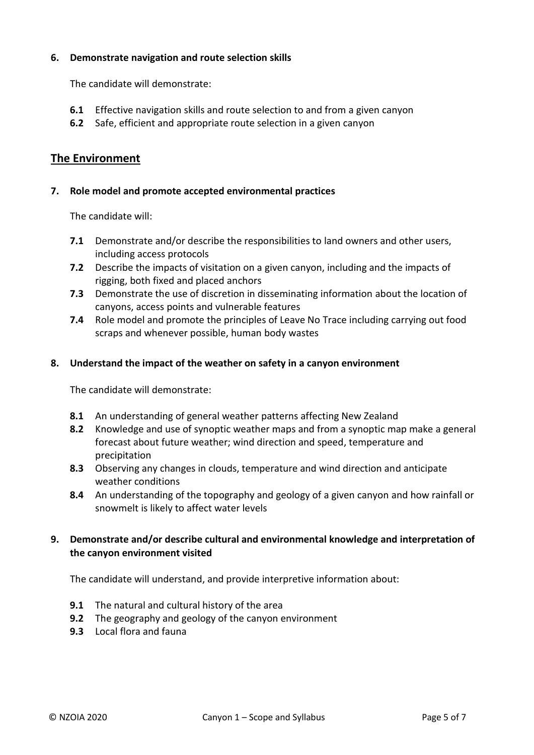**6. Demonstrate navigation and route selection skills**

The candidate will demonstrate:

- **6.1** Effective navigation skills and route selection to and from a given canyon
- **6.2** Safe, efficient and appropriate route selection in a given canyon

## The Environment

**7. Role model and promote accepted environmental practices**

The candidate will:

- **7.1** Demonstrate and/or describe the responsibilities to land owners and other users, including access protocols
- **7.2** Describe the impacts of visitation on a given canyon, including and the impacts of rigging, both fixed and placed anchors
- **7.3** Demonstrate the use of discretion in disseminating information about the location of canyons, access points and vulnerable features
- **7.4** Role model and promote the principles of Leave No Trace including carrying out food scraps and whenever possible, human body wastes

**8. Understand the impact of the weather on safety in a canyon environment**

The candidate will demonstrate:

- **8.1** An understanding of general weather patterns affecting New Zealand
- **8.2** Knowledge and use of synoptic weather maps and from a synoptic map make a general forecast about future weather; wind direction and speed, temperature and precipitation
- **8.3** Observing any changes in clouds, temperature and wind direction and anticipate weather conditions
- **8.4** An understanding of the topography and geology of a given canyon and how rainfall or snowmelt is likely to affect water levels

**9. Demonstrate and/or describe cultural and environmental knowledge and interpretation of the canyon environment visited**

The candidate will understand, and provide interpretive information about:

- **9.1** The natural and cultural history of the area
- **9.2** The geography and geology of the canyon environment
- **9.3** Local flora and fauna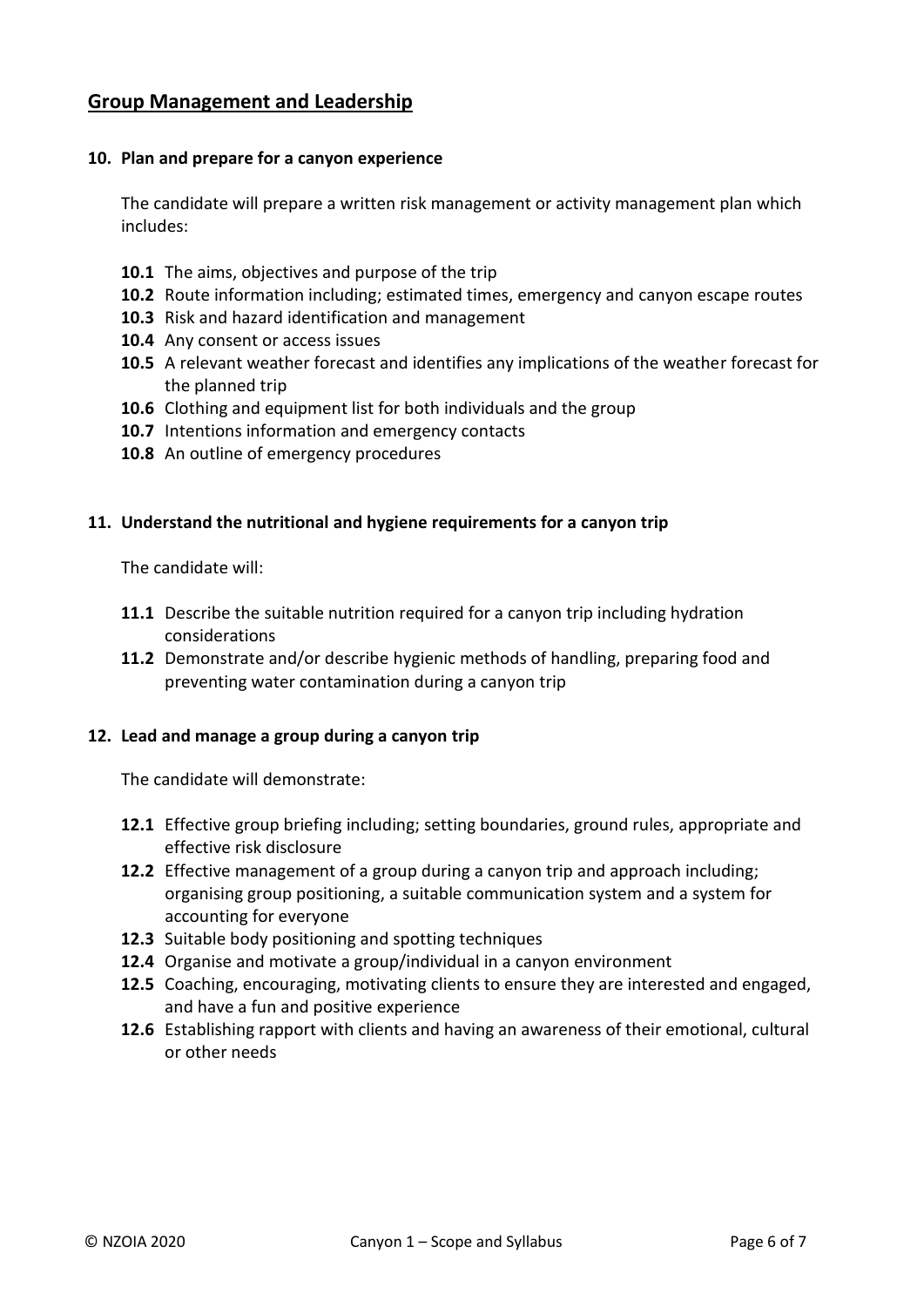## Group Management and Leadership

### 10. Plan and prepare for a canyon experience

The candidate will prepare a written risk management or activity management plan which includes:

- **10.1** The aims, objectives and purpose of the trip
- **10.2** Route information including; estimated times, emergency and canyon escape routes
- **10.3** Risk and hazard identification and management
- **10.4** Any consent or access issues
- **10.5** A relevant weather forecast and identifies any implications of the weather forecast for the planned trip
- **10.6** Clothing and equipment list for both individuals and the group
- **10.7** Intentions information and emergency contacts
- **10.8** An outline of emergency procedures

### 11. Understand the nutritional and hygiene requirements for a canyon trip

The candidate will:

- **11.1** Describe the suitable nutrition required for a canyon trip including hydration considerations
- **11.2** Demonstrate and/or describe hygienic methods of handling, preparing food and preventing water contamination during a canyon trip

### 12. Lead and manage a group during a canyon trip

The candidate will demonstrate:

- **12.1** Effective group briefing including; setting boundaries, ground rules, appropriate and effective risk disclosure
- **12.2** Effective management of a group during a canyon trip and approach including; organising group positioning, a suitable communication system and a system for accounting for everyone
- **12.3** Suitable body positioning and spotting techniques
- **12.4** Organise and motivate a group/individual in a canyon environment
- **12.5** Coaching, encouraging, motivating clients to ensure they are interested and engaged, and have a fun and positive experience
- **12.6** Establishing rapport with clients and having an awareness of their emotional, cultural or other needs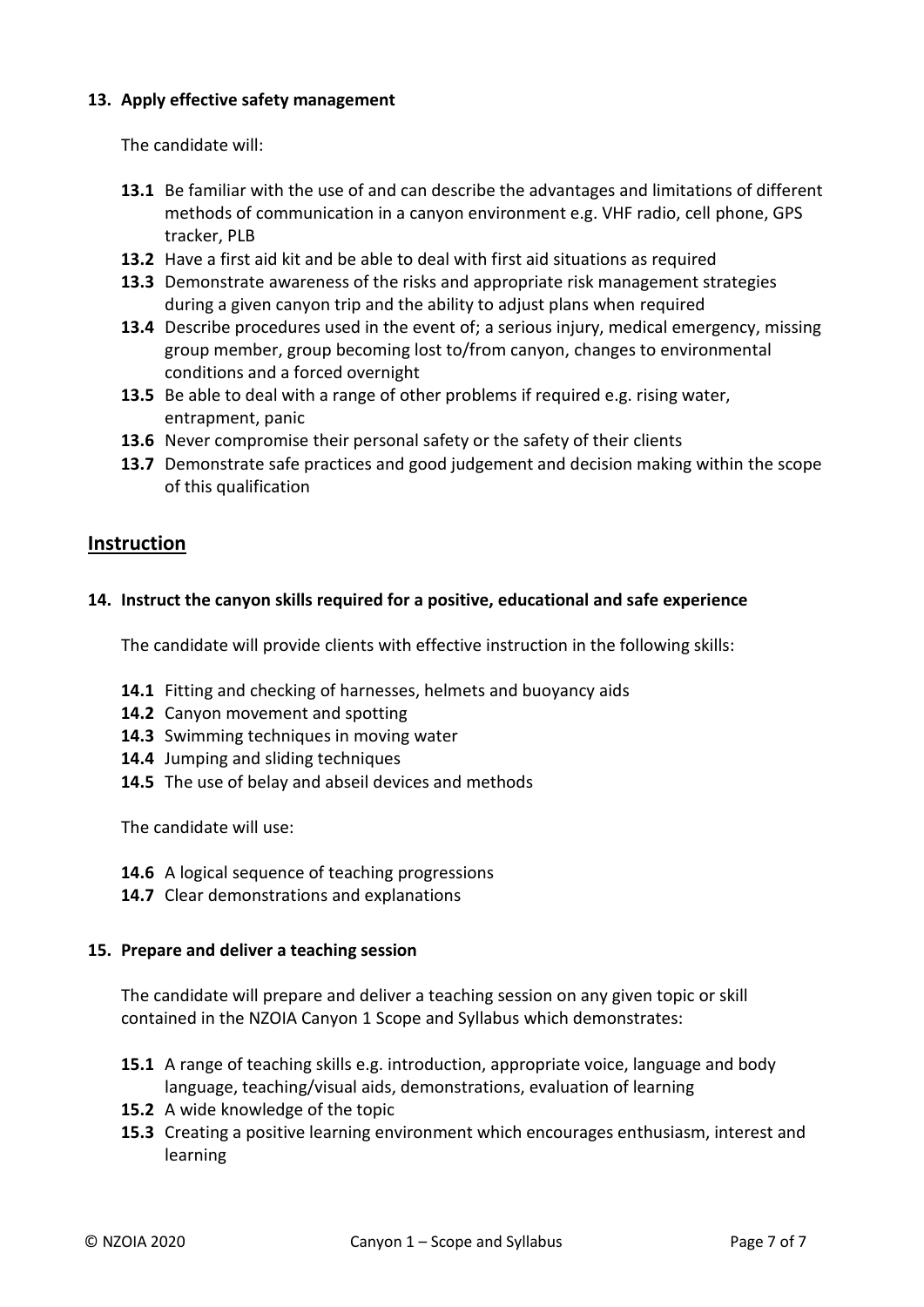**13. Apply effective safety management**

The candidate will:

- **13.1** Be familiar with the use of and can describe the advantages and limitations of different methods of communication in a canyon environment e.g. VHF radio, cell phone, GPS tracker, PLB
- **13.2** Have a first aid kit and be able to deal with first aid situations as required
- **13.3** Demonstrate awareness of the risks and appropriate risk management strategies during a given canyon trip and the ability to adjust plans when required
- **13.4** Describe procedures used in the event of; a serious injury, medical emergency, missing group member, group becoming lost to/from canyon, changes to environmental conditions and a forced overnight
- **13.5** Be able to deal with a range of other problems if required e.g. rising water, entrapment, panic
- **13.6** Never compromise their personal safety or the safety of their clients
- **13.7** Demonstrate safe practices and good judgement and decision making within the scope of this qualification

## Instruction

**14. Instruct the canyon skills required for a positive, educational and safe experience**

The candidate will provide clients with effective instruction in the following skills:

- **14.1** Fitting and checking of harnesses, helmets and buoyancy aids
- **14.2** Canyon movement and spotting
- **14.3** Swimming techniques in moving water
- **14.4** Jumping and sliding techniques
- **14.5** The use of belay and abseil devices and methods

The candidate will use:

- **14.6** A logical sequence of teaching progressions
- **14.7** Clear demonstrations and explanations

**15. Prepare and deliver a teaching session**

The candidate will prepare and deliver a teaching session on any given topic or skill contained in the NZOIA Canyon 1 Scope and Syllabus which demonstrates:

- **15.1** A range of teaching skills e.g. introduction, appropriate voice, language and body language, teaching/visual aids, demonstrations, evaluation of learning
- **15.2** A wide knowledge of the topic
- **15.3** Creating a positive learning environment which encourages enthusiasm, interest and learning